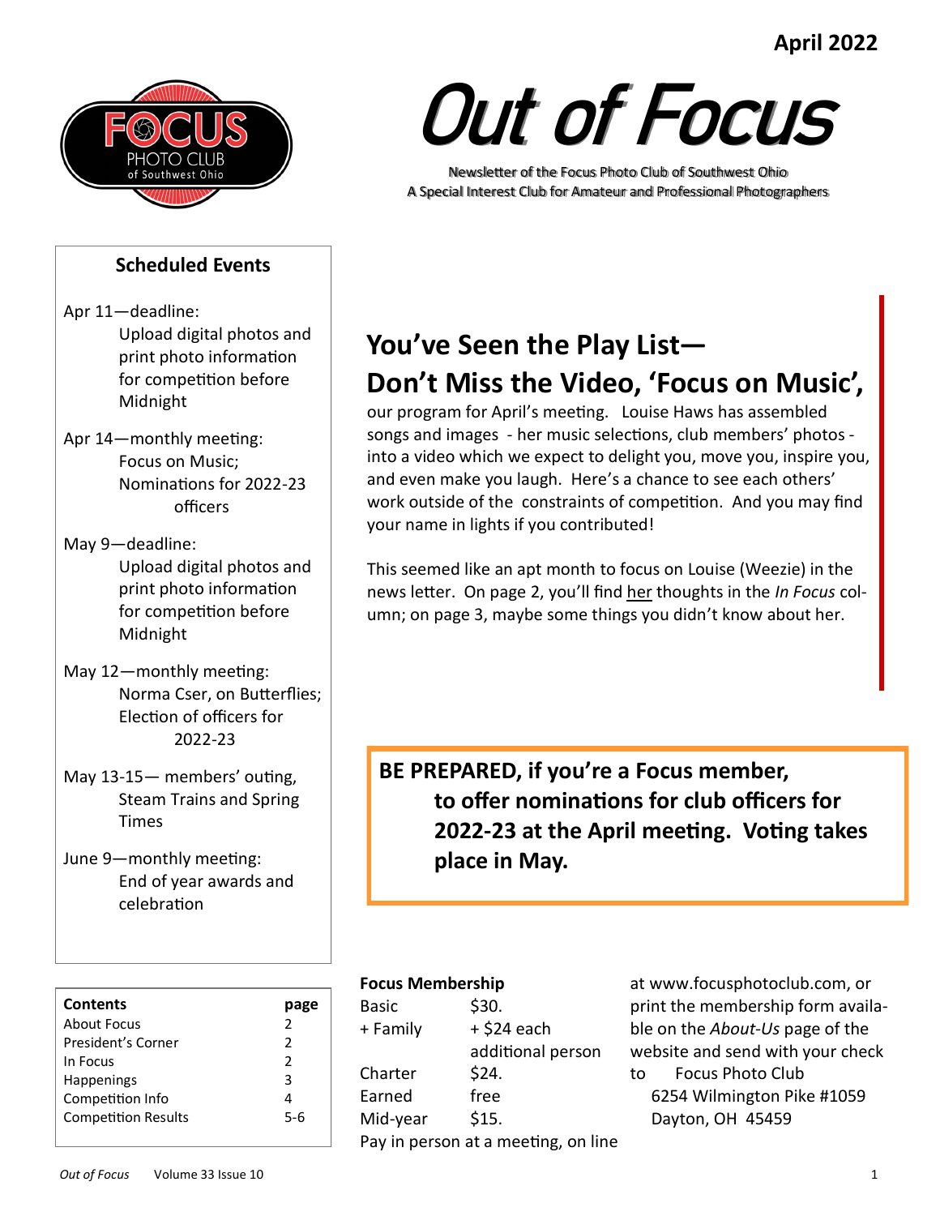April 2022

FOCUS PHOTO CLUB of Southwest Ohio

# Out of Focus

Newsletter of the Focus Photo Club of Southwest Ohio
A Special Interest Club for Amateur and Professional Photographers

## Scheduled Events

Apr 11—deadline:
Upload digital photos and print photo information for competition before Midnight

Apr 14—monthly meeting:
Focus on Music;
Nominations for 2022-23 officers

May 9—deadline:
Upload digital photos and print photo information for competition before Midnight

May 12—monthly meeting:
Norma Cser, on Butterflies;
Election of officers for 2022-23

May 13-15— members' outing,
Steam Trains and Spring Times

June 9—monthly meeting:
End of year awards and celebration

| Contents | page |
|---|---|
| About Focus | 2 |
| President's Corner | 2 |
| In Focus | 2 |
| Happenings | 3 |
| Competition Info | 4 |
| Competition Results | 5-6 |

## You've Seen the Play List— Don't Miss the Video, 'Focus on Music',

our program for April's meeting. Louise Haws has assembled songs and images - her music selections, club members' photos - into a video which we expect to delight you, move you, inspire you, and even make you laugh. Here's a chance to see each others' work outside of the constraints of competition. And you may find your name in lights if you contributed!

This seemed like an apt month to focus on Louise (Weezie) in the news letter. On page 2, you'll find her thoughts in the *In Focus* column; on page 3, maybe some things you didn't know about her.

**BE PREPARED, if you're a Focus member, to offer nominations for club officers for 2022-23 at the April meeting. Voting takes place in May.**

**Focus Membership**

| | |
|---|---|
| Basic | $30. |
| + Family | + $24 each additional person |
| Charter | $24. |
| Earned | free |
| Mid-year | $15. |

Pay in person at a meeting, on line at www.focusphotoclub.com, or print the membership form available on the *About-Us* page of the website and send with your check to Focus Photo Club
6254 Wilmington Pike #1059
Dayton, OH 45459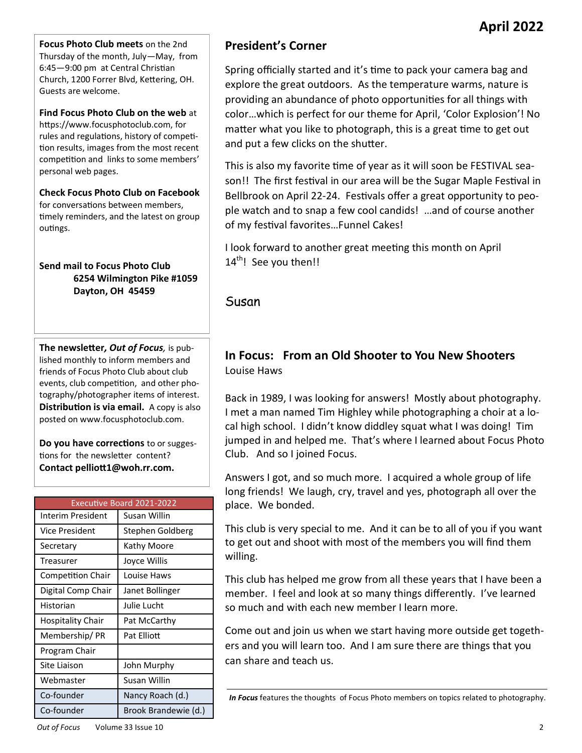**Focus Photo Club meets** on the 2nd Thursday of the month, July—May, from 6:45—9:00 pm at Central Christian Church, 1200 Forrer Blvd, Kettering, OH. Guests are welcome.

**Find Focus Photo Club on the web** at https://www.focusphotoclub.com, for rules and regulations, history of competition results, images from the most recent competition and links to some members' personal web pages.

**Check Focus Photo Club on Facebook** for conversations between members, timely reminders, and the latest on group outings.

**Send mail to Focus Photo Club**
**6254 Wilmington Pike #1059**
**Dayton, OH 45459**

**The newsletter, *Out of Focus*,** is published monthly to inform members and friends of Focus Photo Club about club events, club competition, and other photography/photographer items of interest. **Distribution is via email.** A copy is also posted on www.focusphotoclub.com.

**Do you have corrections** to or suggestions for the newsletter content? **Contact pelliott1@woh.rr.com.**

| Executive Board 2021-2022 | |
|---|---|
| Interim President | Susan Willin |
| Vice President | Stephen Goldberg |
| Secretary | Kathy Moore |
| Treasurer | Joyce Willis |
| Competition Chair | Louise Haws |
| Digital Comp Chair | Janet Bollinger |
| Historian | Julie Lucht |
| Hospitality Chair | Pat McCarthy |
| Membership/ PR | Pat Elliott |
| Program Chair | |
| Site Liaison | John Murphy |
| Webmaster | Susan Willin |
| Co-founder | Nancy Roach (d.) |
| Co-founder | Brook Brandewie (d.) |

**April 2022**

## President's Corner

Spring officially started and it's time to pack your camera bag and explore the great outdoors. As the temperature warms, nature is providing an abundance of photo opportunities for all things with color…which is perfect for our theme for April, 'Color Explosion'! No matter what you like to photograph, this is a great time to get out and put a few clicks on the shutter.

This is also my favorite time of year as it will soon be FESTIVAL season!! The first festival in our area will be the Sugar Maple Festival in Bellbrook on April 22-24. Festivals offer a great opportunity to people watch and to snap a few cool candids! …and of course another of my festival favorites…Funnel Cakes!

I look forward to another great meeting this month on April 14th! See you then!!

Susan

## In Focus: From an Old Shooter to You New Shooters

Louise Haws

Back in 1989, I was looking for answers! Mostly about photography. I met a man named Tim Highley while photographing a choir at a local high school. I didn't know diddley squat what I was doing! Tim jumped in and helped me. That's where I learned about Focus Photo Club. And so I joined Focus.

Answers I got, and so much more. I acquired a whole group of life long friends! We laugh, cry, travel and yes, photograph all over the place. We bonded.

This club is very special to me. And it can be to all of you if you want to get out and shoot with most of the members you will find them willing.

This club has helped me grow from all these years that I have been a member. I feel and look at so many things differently. I've learned so much and with each new member I learn more.

Come out and join us when we start having more outside get togethers and you will learn too. And I am sure there are things that you can share and teach us.

***In Focus*** features the thoughts of Focus Photo members on topics related to photography.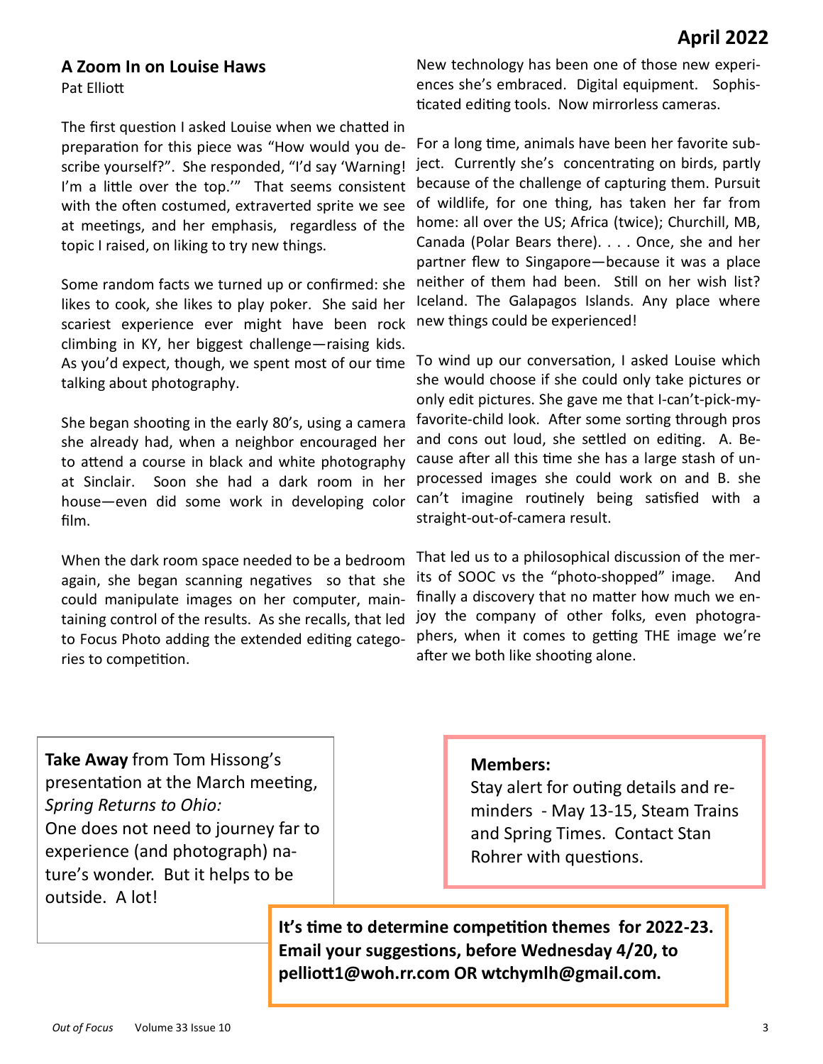## A Zoom In on Louise Haws

Pat Elliott

The first question I asked Louise when we chatted in preparation for this piece was "How would you describe yourself?". She responded, "I'd say 'Warning! I'm a little over the top.'" That seems consistent with the often costumed, extraverted sprite we see at meetings, and her emphasis, regardless of the topic I raised, on liking to try new things.

Some random facts we turned up or confirmed: she likes to cook, she likes to play poker. She said her scariest experience ever might have been rock climbing in KY, her biggest challenge—raising kids. As you'd expect, though, we spent most of our time talking about photography.

She began shooting in the early 80's, using a camera she already had, when a neighbor encouraged her to attend a course in black and white photography at Sinclair. Soon she had a dark room in her house—even did some work in developing color film.

When the dark room space needed to be a bedroom again, she began scanning negatives so that she could manipulate images on her computer, maintaining control of the results. As she recalls, that led to Focus Photo adding the extended editing categories to competition.

New technology has been one of those new experiences she's embraced. Digital equipment. Sophisticated editing tools. Now mirrorless cameras.

For a long time, animals have been her favorite subject. Currently she's concentrating on birds, partly because of the challenge of capturing them. Pursuit of wildlife, for one thing, has taken her far from home: all over the US; Africa (twice); Churchill, MB, Canada (Polar Bears there). . . . Once, she and her partner flew to Singapore—because it was a place neither of them had been. Still on her wish list? Iceland. The Galapagos Islands. Any place where new things could be experienced!

To wind up our conversation, I asked Louise which she would choose if she could only take pictures or only edit pictures. She gave me that I-can't-pick-my-favorite-child look. After some sorting through pros and cons out loud, she settled on editing. A. Because after all this time she has a large stash of unprocessed images she could work on and B. she can't imagine routinely being satisfied with a straight-out-of-camera result.

That led us to a philosophical discussion of the merits of SOOC vs the "photo-shopped" image. And finally a discovery that no matter how much we enjoy the company of other folks, even photographers, when it comes to getting THE image we're after we both like shooting alone.

**Take Away** from Tom Hissong's presentation at the March meeting, *Spring Returns to Ohio:*
One does not need to journey far to experience (and photograph) nature's wonder. But it helps to be outside. A lot!

**Members:**
Stay alert for outing details and reminders - May 13-15, Steam Trains and Spring Times. Contact Stan Rohrer with questions.

**It's time to determine competition themes for 2022-23. Email your suggestions, before Wednesday 4/20, to pelliott1@woh.rr.com OR wtchymlh@gmail.com.**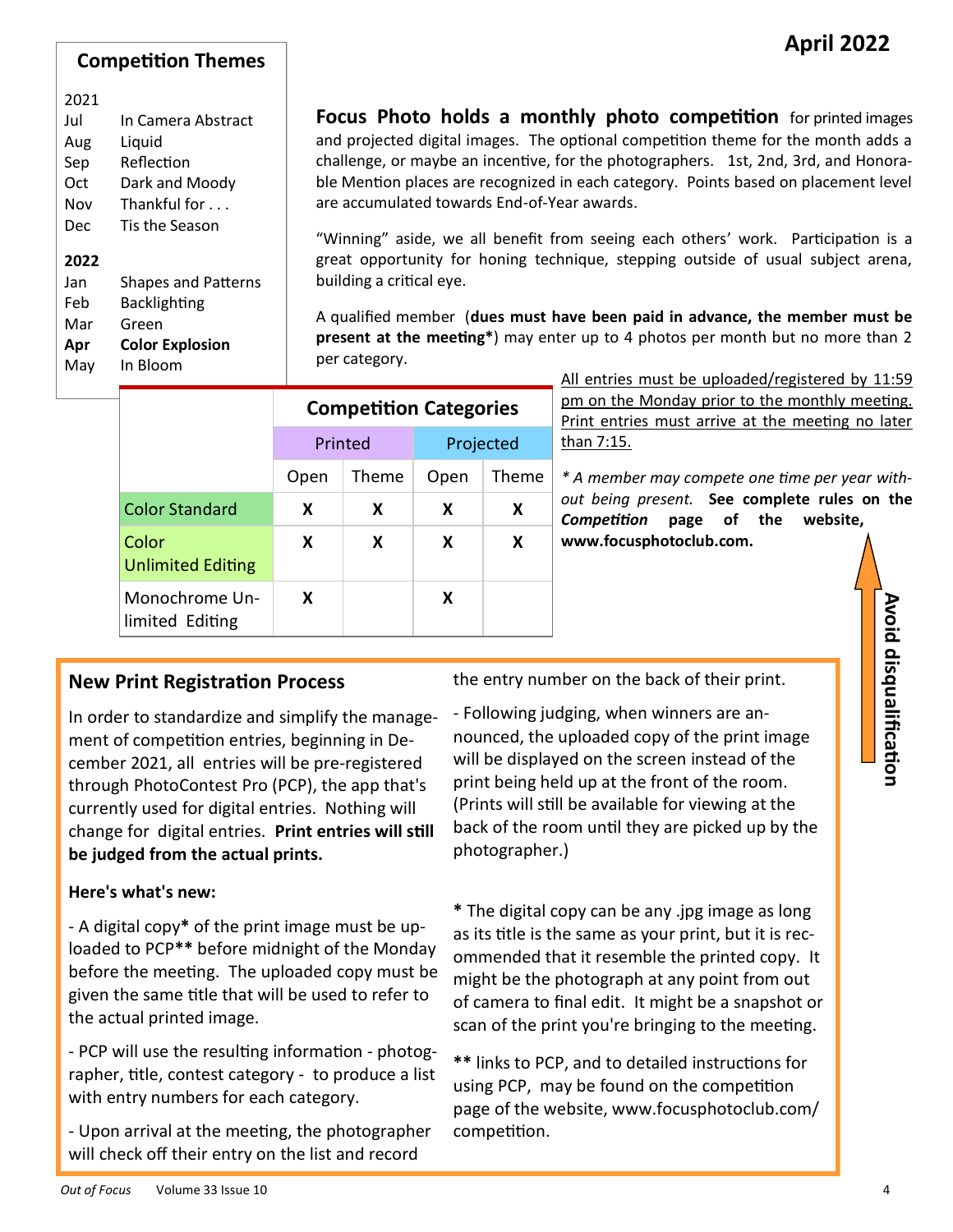## Competition Themes

**2021**

| | |
|---|---|
| Jul | In Camera Abstract |
| Aug | Liquid |
| Sep | Reflection |
| Oct | Dark and Moody |
| Nov | Thankful for . . . |
| Dec | Tis the Season |

**2022**

| | |
|---|---|
| Jan | Shapes and Patterns |
| Feb | Backlighting |
| Mar | Green |
| **Apr** | **Color Explosion** |
| May | In Bloom |

**Focus Photo holds a monthly photo competition** for printed images and projected digital images. The optional competition theme for the month adds a challenge, or maybe an incentive, for the photographers. 1st, 2nd, 3rd, and Honorable Mention places are recognized in each category. Points based on placement level are accumulated towards End-of-Year awards.

"Winning" aside, we all benefit from seeing each others' work. Participation is a great opportunity for honing technique, stepping outside of usual subject arena, building a critical eye.

A qualified member (**dues must have been paid in advance, the member must be present at the meeting***) may enter up to 4 photos per month but no more than 2 per category.

| Competition Categories | Printed | | Projected | |
|---|---|---|---|---|
| | Open | Theme | Open | Theme |
| Color Standard | X | X | X | X |
| Color Unlimited Editing | X | X | X | X |
| Monochrome Unlimited Editing | X | | X | |

All entries must be uploaded/registered by 11:59 pm on the Monday prior to the monthly meeting. Print entries must arrive at the meeting no later than 7:15.

*\* A member may compete one time per year without being present.* **See complete rules on the *Competition* page of the website, www.focusphotoclub.com.**

**Avoid disqualification**

## New Print Registration Process

In order to standardize and simplify the management of competition entries, beginning in December 2021, all entries will be pre-registered through PhotoContest Pro (PCP), the app that's currently used for digital entries. Nothing will change for digital entries. **Print entries will still be judged from the actual prints.**

**Here's what's new:**

- A digital copy**\*** of the print image must be uploaded to PCP**\*\*** before midnight of the Monday before the meeting. The uploaded copy must be given the same title that will be used to refer to the actual printed image.

- PCP will use the resulting information - photographer, title, contest category - to produce a list with entry numbers for each category.

- Upon arrival at the meeting, the photographer will check off their entry on the list and record the entry number on the back of their print.

- Following judging, when winners are announced, the uploaded copy of the print image will be displayed on the screen instead of the print being held up at the front of the room. (Prints will still be available for viewing at the back of the room until they are picked up by the photographer.)

**\*** The digital copy can be any .jpg image as long as its title is the same as your print, but it is recommended that it resemble the printed copy. It might be the photograph at any point from out of camera to final edit. It might be a snapshot or scan of the print you're bringing to the meeting.

**\*\*** links to PCP, and to detailed instructions for using PCP, may be found on the competition page of the website, www.focusphotoclub.com/competition.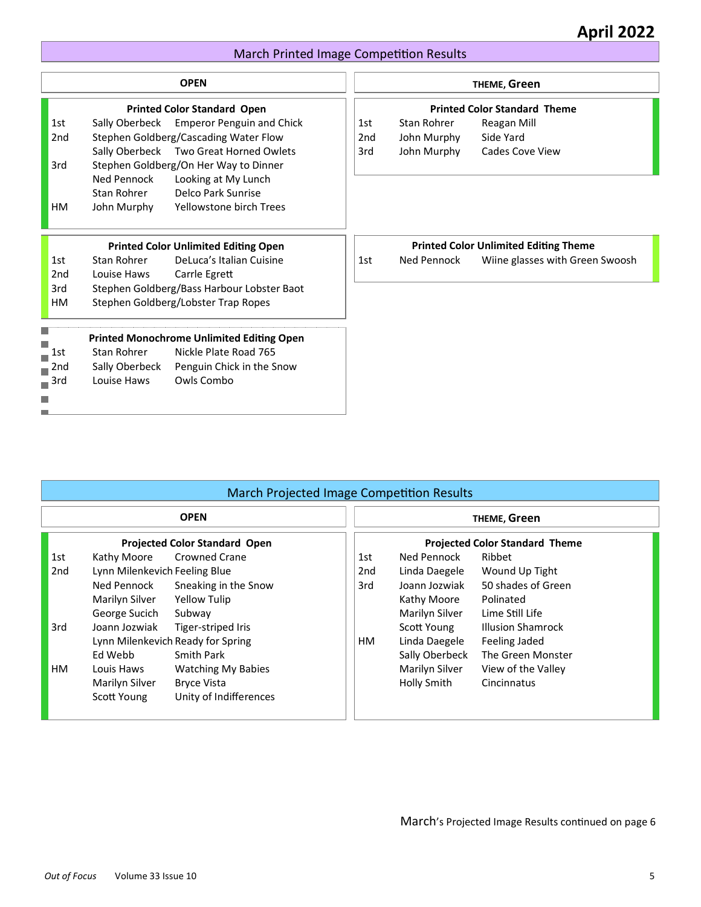## March Printed Image Competition Results

### OPEN

**Printed Color Standard Open**

| Place | Name | Title |
|---|---|---|
| 1st | Sally Oberbeck | Emperor Penguin and Chick |
| 2nd | Stephen Goldberg | Cascading Water Flow |
| | Sally Oberbeck | Two Great Horned Owlets |
| 3rd | Stephen Goldberg | On Her Way to Dinner |
| | Ned Pennock | Looking at My Lunch |
| | Stan Rohrer | Delco Park Sunrise |
| HM | John Murphy | Yellowstone birch Trees |

**Printed Color Unlimited Editing Open**

| Place | Name | Title |
|---|---|---|
| 1st | Stan Rohrer | DeLuca's Italian Cuisine |
| 2nd | Louise Haws | Carre Egrett |
| 3rd | Stephen Goldberg | Bass Harbour Lobster Baot |
| HM | Stephen Goldberg | Lobster Trap Ropes |

**Printed Monochrome Unlimited Editing Open**

| Place | Name | Title |
|---|---|---|
| 1st | Stan Rohrer | Nickle Plate Road 765 |
| 2nd | Sally Oberbeck | Penguin Chick in the Snow |
| 3rd | Louise Haws | Owls Combo |

### THEME, Green

**Printed Color Standard Theme**

| Place | Name | Title |
|---|---|---|
| 1st | Stan Rohrer | Reagan Mill |
| 2nd | John Murphy | Side Yard |
| 3rd | John Murphy | Cades Cove View |

**Printed Color Unlimited Editing Theme**

| Place | Name | Title |
|---|---|---|
| 1st | Ned Pennock | Wiine glasses with Green Swoosh |

## March Projected Image Competition Results

### OPEN

**Projected Color Standard Open**

| Place | Name | Title |
|---|---|---|
| 1st | Kathy Moore | Crowned Crane |
| 2nd | Lynn Milenkevich | Feeling Blue |
| | Ned Pennock | Sneaking in the Snow |
| | Marilyn Silver | Yellow Tulip |
| | George Sucich | Subway |
| 3rd | Joann Jozwiak | Tiger-striped Iris |
| | Lynn Milenkevich | Ready for Spring |
| | Ed Webb | Smith Park |
| HM | Louis Haws | Watching My Babies |
| | Marilyn Silver | Bryce Vista |
| | Scott Young | Unity of Indifferences |

### THEME, Green

**Projected Color Standard Theme**

| Place | Name | Title |
|---|---|---|
| 1st | Ned Pennock | Ribbet |
| 2nd | Linda Daegele | Wound Up Tight |
| 3rd | Joann Jozwiak | 50 shades of Green |
| | Kathy Moore | Polinated |
| | Marilyn Silver | Lime Still Life |
| | Scott Young | Illusion Shamrock |
| HM | Linda Daegele | Feeling Jaded |
| | Sally Oberbeck | The Green Monster |
| | Marilyn Silver | View of the Valley |
| | Holly Smith | Cincinnatus |

March's Projected Image Results continued on page 6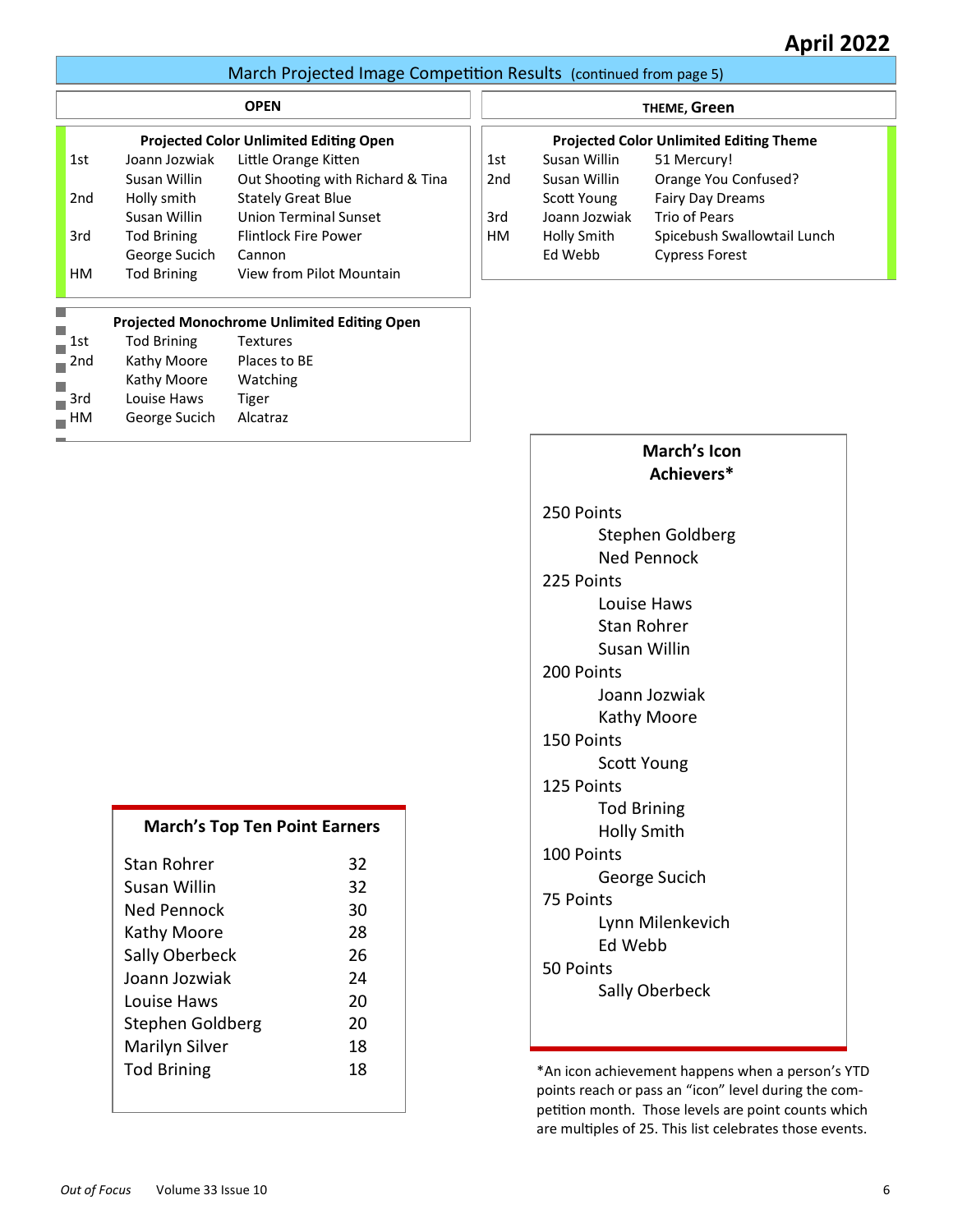## March Projected Image Competition Results (continued from page 5)

### OPEN

**Projected Color Unlimited Editing Open**

| | | |
|---|---|---|
| 1st | Joann Jozwiak | Little Orange Kitten |
| | Susan Willin | Out Shooting with Richard & Tina |
| 2nd | Holly smith | Stately Great Blue |
| | Susan Willin | Union Terminal Sunset |
| 3rd | Tod Brining | Flintlock Fire Power |
| | George Sucich | Cannon |
| HM | Tod Brining | View from Pilot Mountain |

**Projected Monochrome Unlimited Editing Open**

| | | |
|---|---|---|
| 1st | Tod Brining | Textures |
| 2nd | Kathy Moore | Places to BE |
| | Kathy Moore | Watching |
| 3rd | Louise Haws | Tiger |
| HM | George Sucich | Alcatraz |

### THEME, Green

**Projected Color Unlimited Editing Theme**

| | | |
|---|---|---|
| 1st | Susan Willin | 51 Mercury! |
| 2nd | Susan Willin | Orange You Confused? |
| | Scott Young | Fairy Day Dreams |
| 3rd | Joann Jozwiak | Trio of Pears |
| HM | Holly Smith | Spicebush Swallowtail Lunch |
| | Ed Webb | Cypress Forest |

### March's Top Ten Point Earners

| | |
|---|---|
| Stan Rohrer | 32 |
| Susan Willin | 32 |
| Ned Pennock | 30 |
| Kathy Moore | 28 |
| Sally Oberbeck | 26 |
| Joann Jozwiak | 24 |
| Louise Haws | 20 |
| Stephen Goldberg | 20 |
| Marilyn Silver | 18 |
| Tod Brining | 18 |

### March's Icon Achievers*

250 Points
- Stephen Goldberg
- Ned Pennock

225 Points
- Louise Haws
- Stan Rohrer
- Susan Willin

200 Points
- Joann Jozwiak
- Kathy Moore

150 Points
- Scott Young

125 Points
- Tod Brining
- Holly Smith

100 Points
- George Sucich

75 Points
- Lynn Milenkevich
- Ed Webb

50 Points
- Sally Oberbeck

*An icon achievement happens when a person's YTD points reach or pass an "icon" level during the competition month. Those levels are point counts which are multiples of 25. This list celebrates those events.